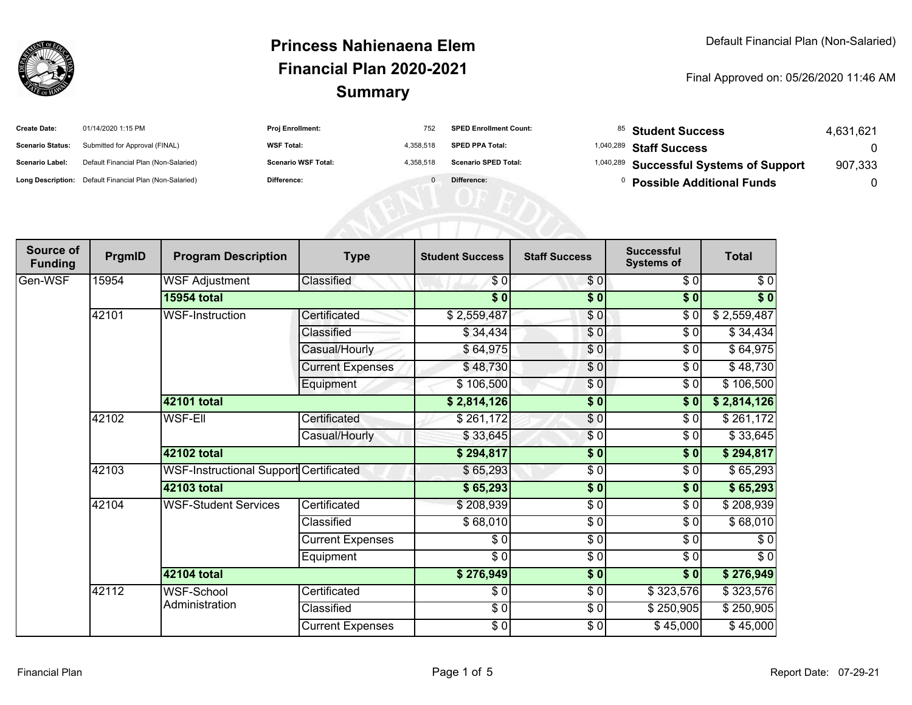# Princess Nahienaena Elem
## Financial Plan 2020-2021
## Summary

Default Financial Plan (Non-Salaried)

Final Approved on: 05/26/2020 11:46 AM

| | | | | | | | |
|---|---|---|---|---|---|---|---|
| **Create Date:** | 01/14/2020 1:15 PM | **Proj Enrollment:** | 752 | **SPED Enrollment Count:** | 85 | **Student Success** | 4,631,621 |
| **Scenario Status:** | Submitted for Approval (FINAL) | **WSF Total:** | 4,358,518 | **SPED PPA Total:** | 1,040,289 | **Staff Success** | 0 |
| **Scenario Label:** | Default Financial Plan (Non-Salaried) | **Scenario WSF Total:** | 4,358,518 | **Scenario SPED Total:** | 1,040,289 | **Successful Systems of Support** | 907,333 |
| **Long Description:** | Default Financial Plan (Non-Salaried) | **Difference:** | 0 | **Difference:** | 0 | **Possible Additional Funds** | 0 |

| Source of Funding | PrgmID | Program Description | Type | Student Success | Staff Success | Successful Systems of | Total |
|---|---|---|---|---|---|---|---|
| Gen-WSF | 15954 | WSF Adjustment | Classified | $ 0 | $ 0 | $ 0 | $ 0 |
| | | **15954 total** | | **$ 0** | **$ 0** | **$ 0** | **$ 0** |
| | 42101 | WSF-Instruction | Certificated | $ 2,559,487 | $ 0 | $ 0 | $ 2,559,487 |
| | | | Classified | $ 34,434 | $ 0 | $ 0 | $ 34,434 |
| | | | Casual/Hourly | $ 64,975 | $ 0 | $ 0 | $ 64,975 |
| | | | Current Expenses | $ 48,730 | $ 0 | $ 0 | $ 48,730 |
| | | | Equipment | $ 106,500 | $ 0 | $ 0 | $ 106,500 |
| | | **42101 total** | | **$ 2,814,126** | **$ 0** | **$ 0** | **$ 2,814,126** |
| | 42102 | WSF-Ell | Certificated | $ 261,172 | $ 0 | $ 0 | $ 261,172 |
| | | | Casual/Hourly | $ 33,645 | $ 0 | $ 0 | $ 33,645 |
| | | **42102 total** | | **$ 294,817** | **$ 0** | **$ 0** | **$ 294,817** |
| | 42103 | WSF-Instructional Support | Certificated | $ 65,293 | $ 0 | $ 0 | $ 65,293 |
| | | **42103 total** | | **$ 65,293** | **$ 0** | **$ 0** | **$ 65,293** |
| | 42104 | WSF-Student Services | Certificated | $ 208,939 | $ 0 | $ 0 | $ 208,939 |
| | | | Classified | $ 68,010 | $ 0 | $ 0 | $ 68,010 |
| | | | Current Expenses | $ 0 | $ 0 | $ 0 | $ 0 |
| | | | Equipment | $ 0 | $ 0 | $ 0 | $ 0 |
| | | **42104 total** | | **$ 276,949** | **$ 0** | **$ 0** | **$ 276,949** |
| | 42112 | WSF-School Administration | Certificated | $ 0 | $ 0 | $ 323,576 | $ 323,576 |
| | | | Classified | $ 0 | $ 0 | $ 250,905 | $ 250,905 |
| | | | Current Expenses | $ 0 | $ 0 | $ 45,000 | $ 45,000 |

Financial Plan

Report Date: 07-29-21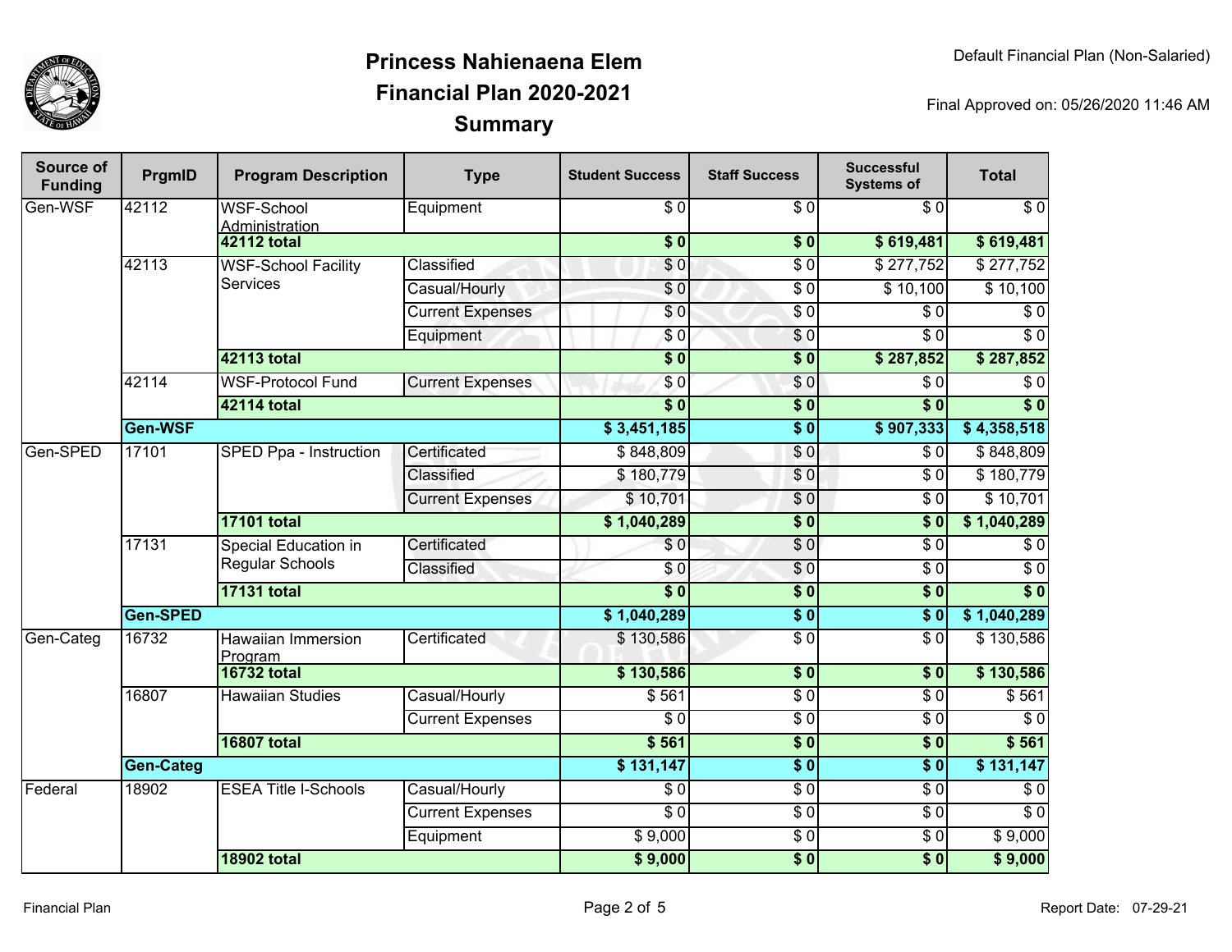# Princess Nahienaena Elem
## Financial Plan 2020-2021
## Summary

Default Financial Plan (Non-Salaried)

Final Approved on: 05/26/2020 11:46 AM

| Source of Funding | PrgmID | Program Description | Type | Student Success | Staff Success | Successful Systems of | Total |
|---|---|---|---|---|---|---|---|
| Gen-WSF | 42112 | WSF-School Administration | Equipment | $ 0 | $ 0 | $ 0 | $ 0 |
| | | **42112 total** | | **$ 0** | **$ 0** | **$ 619,481** | **$ 619,481** |
| | 42113 | WSF-School Facility Services | Classified | $ 0 | $ 0 | $ 277,752 | $ 277,752 |
| | | | Casual/Hourly | $ 0 | $ 0 | $ 10,100 | $ 10,100 |
| | | | Current Expenses | $ 0 | $ 0 | $ 0 | $ 0 |
| | | | Equipment | $ 0 | $ 0 | $ 0 | $ 0 |
| | | **42113 total** | | **$ 0** | **$ 0** | **$ 287,852** | **$ 287,852** |
| | 42114 | WSF-Protocol Fund | Current Expenses | $ 0 | $ 0 | $ 0 | $ 0 |
| | | **42114 total** | | **$ 0** | **$ 0** | **$ 0** | **$ 0** |
| | **Gen-WSF** | | | **$ 3,451,185** | **$ 0** | **$ 907,333** | **$ 4,358,518** |
| Gen-SPED | 17101 | SPED Ppa - Instruction | Certificated | $ 848,809 | $ 0 | $ 0 | $ 848,809 |
| | | | Classified | $ 180,779 | $ 0 | $ 0 | $ 180,779 |
| | | | Current Expenses | $ 10,701 | $ 0 | $ 0 | $ 10,701 |
| | | **17101 total** | | **$ 1,040,289** | **$ 0** | **$ 0** | **$ 1,040,289** |
| | 17131 | Special Education in Regular Schools | Certificated | $ 0 | $ 0 | $ 0 | $ 0 |
| | | | Classified | $ 0 | $ 0 | $ 0 | $ 0 |
| | | **17131 total** | | **$ 0** | **$ 0** | **$ 0** | **$ 0** |
| | **Gen-SPED** | | | **$ 1,040,289** | **$ 0** | **$ 0** | **$ 1,040,289** |
| Gen-Categ | 16732 | Hawaiian Immersion Program | Certificated | $ 130,586 | $ 0 | $ 0 | $ 130,586 |
| | | **16732 total** | | **$ 130,586** | **$ 0** | **$ 0** | **$ 130,586** |
| | 16807 | Hawaiian Studies | Casual/Hourly | $ 561 | $ 0 | $ 0 | $ 561 |
| | | | Current Expenses | $ 0 | $ 0 | $ 0 | $ 0 |
| | | **16807 total** | | **$ 561** | **$ 0** | **$ 0** | **$ 561** |
| | **Gen-Categ** | | | **$ 131,147** | **$ 0** | **$ 0** | **$ 131,147** |
| Federal | 18902 | ESEA Title I-Schools | Casual/Hourly | $ 0 | $ 0 | $ 0 | $ 0 |
| | | | Current Expenses | $ 0 | $ 0 | $ 0 | $ 0 |
| | | | Equipment | $ 9,000 | $ 0 | $ 0 | $ 9,000 |
| | | **18902 total** | | **$ 9,000** | **$ 0** | **$ 0** | **$ 9,000** |

Financial Plan

Report Date: 07-29-21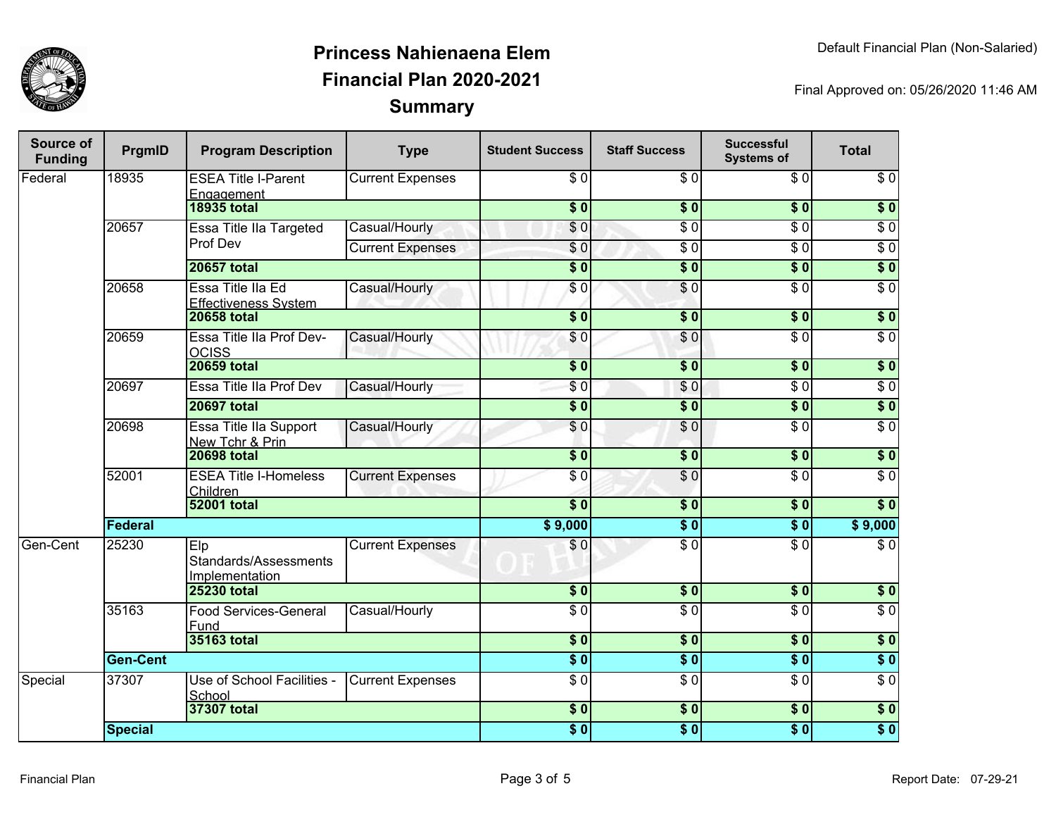# Princess Nahienaena Elem
# Financial Plan 2020-2021
# Summary

Default Financial Plan (Non-Salaried)

Final Approved on: 05/26/2020 11:46 AM

| Source of Funding | PrgmID | Program Description | Type | Student Success | Staff Success | Successful Systems of | Total |
|---|---|---|---|---|---|---|---|
| Federal | 18935 | ESEA Title I-Parent Engagement | Current Expenses | $ 0 | $ 0 | $ 0 | $ 0 |
| | | **18935 total** | | **$ 0** | **$ 0** | **$ 0** | **$ 0** |
| | 20657 | Essa Title IIa Targeted Prof Dev | Casual/Hourly | $ 0 | $ 0 | $ 0 | $ 0 |
| | | | Current Expenses | $ 0 | $ 0 | $ 0 | $ 0 |
| | | **20657 total** | | **$ 0** | **$ 0** | **$ 0** | **$ 0** |
| | 20658 | Essa Title IIa Ed Effectiveness System | Casual/Hourly | $ 0 | $ 0 | $ 0 | $ 0 |
| | | **20658 total** | | **$ 0** | **$ 0** | **$ 0** | **$ 0** |
| | 20659 | Essa Title IIa Prof Dev-OCISS | Casual/Hourly | $ 0 | $ 0 | $ 0 | $ 0 |
| | | **20659 total** | | **$ 0** | **$ 0** | **$ 0** | **$ 0** |
| | 20697 | Essa Title IIa Prof Dev | Casual/Hourly | $ 0 | $ 0 | $ 0 | $ 0 |
| | | **20697 total** | | **$ 0** | **$ 0** | **$ 0** | **$ 0** |
| | 20698 | Essa Title IIa Support New Tchr & Prin | Casual/Hourly | $ 0 | $ 0 | $ 0 | $ 0 |
| | | **20698 total** | | **$ 0** | **$ 0** | **$ 0** | **$ 0** |
| | 52001 | ESEA Title I-Homeless Children | Current Expenses | $ 0 | $ 0 | $ 0 | $ 0 |
| | | **52001 total** | | **$ 0** | **$ 0** | **$ 0** | **$ 0** |
| | **Federal** | | | **$ 9,000** | **$ 0** | **$ 0** | **$ 9,000** |
| Gen-Cent | 25230 | Elp Standards/Assessments Implementation | Current Expenses | $ 0 | $ 0 | $ 0 | $ 0 |
| | | **25230 total** | | **$ 0** | **$ 0** | **$ 0** | **$ 0** |
| | 35163 | Food Services-General Fund | Casual/Hourly | $ 0 | $ 0 | $ 0 | $ 0 |
| | | **35163 total** | | **$ 0** | **$ 0** | **$ 0** | **$ 0** |
| | **Gen-Cent** | | | **$ 0** | **$ 0** | **$ 0** | **$ 0** |
| Special | 37307 | Use of School Facilities - School | Current Expenses | $ 0 | $ 0 | $ 0 | $ 0 |
| | | **37307 total** | | **$ 0** | **$ 0** | **$ 0** | **$ 0** |
| | **Special** | | | **$ 0** | **$ 0** | **$ 0** | **$ 0** |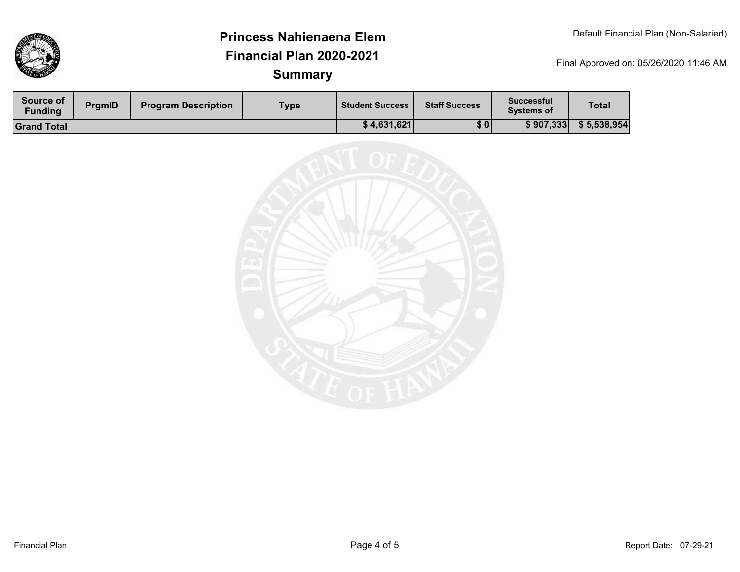# Princess Nahienaena Elem
## Financial Plan 2020-2021
## Summary

Default Financial Plan (Non-Salaried)

Final Approved on: 05/26/2020 11:46 AM

| Source of Funding | PrgmID | Program Description | Type | Student Success | Staff Success | Successful Systems of | Total |
|---|---|---|---|---|---|---|---|
| Grand Total | | | | $ 4,631,621 | $ 0 | $ 907,333 | $ 5,538,954 |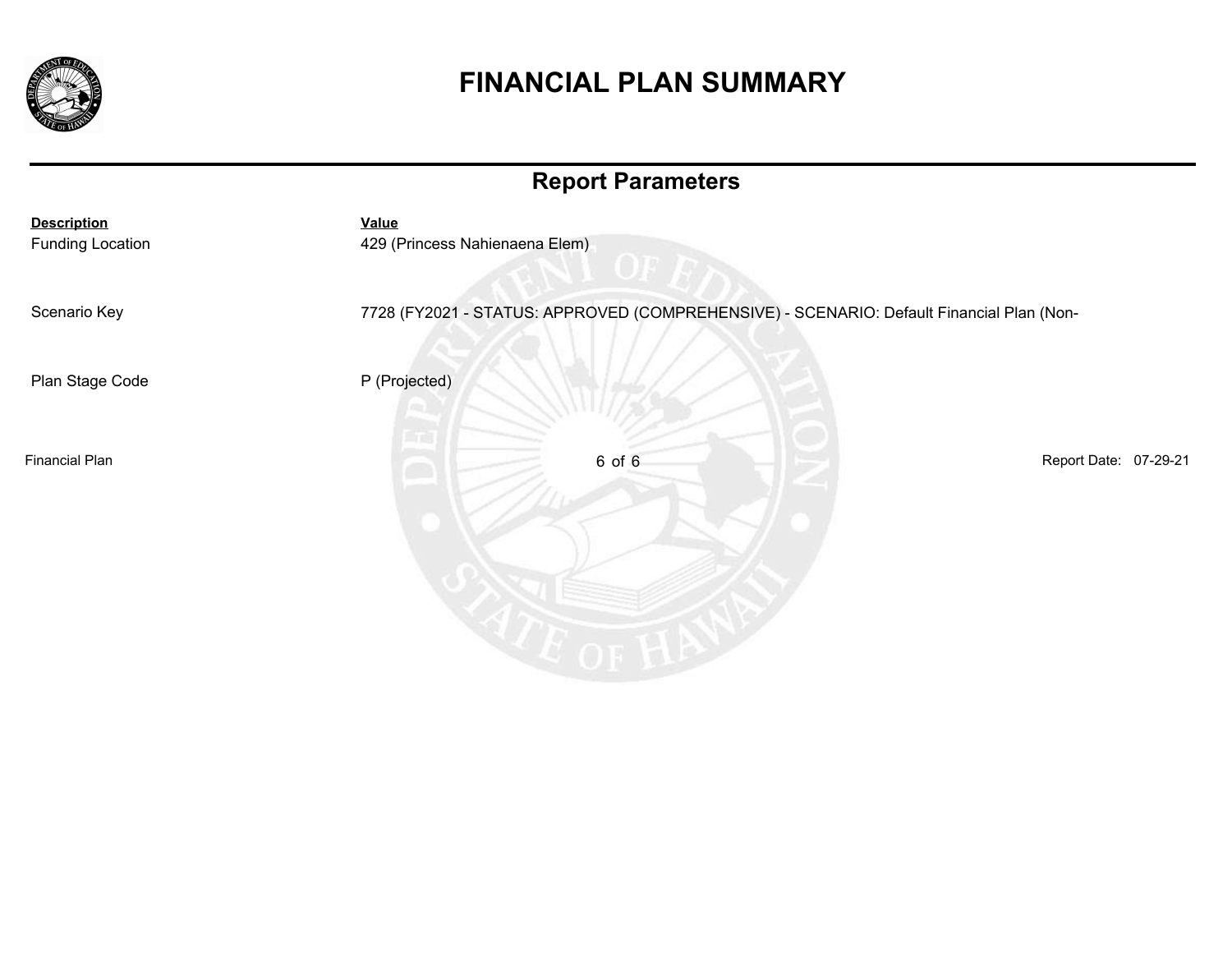# FINANCIAL PLAN SUMMARY

## Report Parameters

| Description | Value |
|---|---|
| Funding Location | 429 (Princess Nahienaena Elem) |
| Scenario Key | 7728 (FY2021 - STATUS: APPROVED (COMPREHENSIVE) - SCENARIO: Default Financial Plan (Non- |
| Plan Stage Code | P (Projected) |

Financial Plan

Report Date: 07-29-21